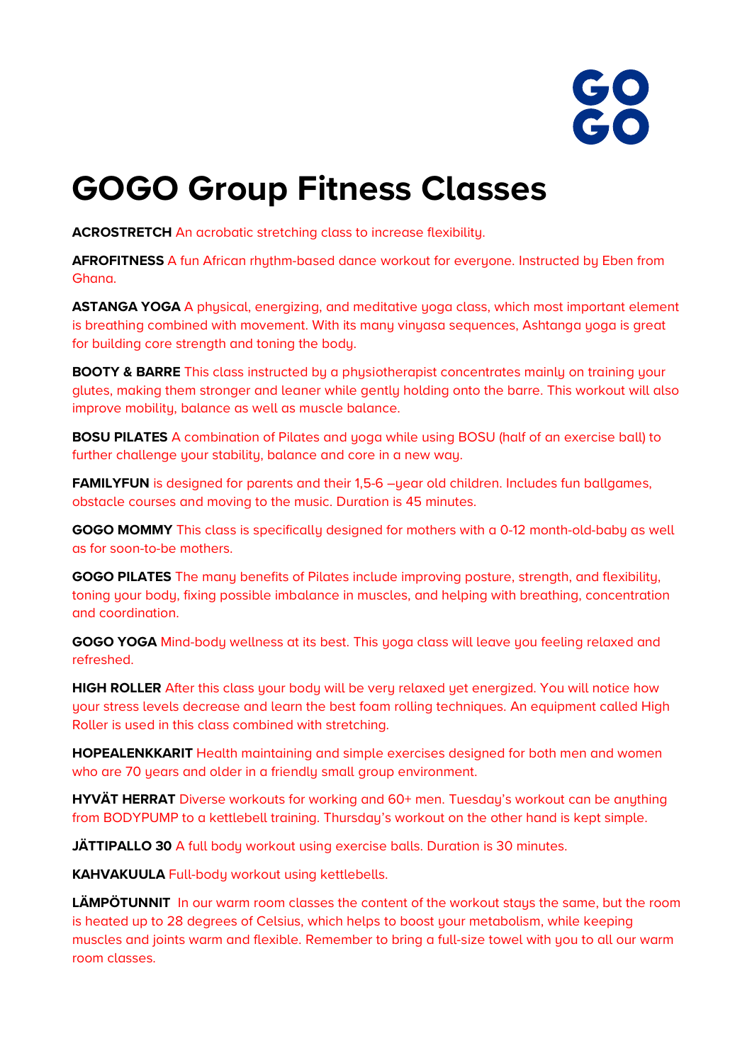GO
GO

# GOGO Group Fitness Classes

**ACROSTRETCH** An acrobatic stretching class to increase flexibility.

**AFROFITNESS** A fun African rhythm-based dance workout for everyone. Instructed by Eben from Ghana.

**ASTANGA YOGA** A physical, energizing, and meditative yoga class, which most important element is breathing combined with movement. With its many vinyasa sequences, Ashtanga yoga is great for building core strength and toning the body.

**BOOTY & BARRE** This class instructed by a physiotherapist concentrates mainly on training your glutes, making them stronger and leaner while gently holding onto the barre. This workout will also improve mobility, balance as well as muscle balance.

**BOSU PILATES** A combination of Pilates and yoga while using BOSU (half of an exercise ball) to further challenge your stability, balance and core in a new way.

**FAMILYFUN** is designed for parents and their 1,5-6 –year old children. Includes fun ballgames, obstacle courses and moving to the music. Duration is 45 minutes.

**GOGO MOMMY** This class is specifically designed for mothers with a 0-12 month-old-baby as well as for soon-to-be mothers.

**GOGO PILATES** The many benefits of Pilates include improving posture, strength, and flexibility, toning your body, fixing possible imbalance in muscles, and helping with breathing, concentration and coordination.

**GOGO YOGA** Mind-body wellness at its best. This yoga class will leave you feeling relaxed and refreshed.

**HIGH ROLLER** After this class your body will be very relaxed yet energized. You will notice how your stress levels decrease and learn the best foam rolling techniques. An equipment called High Roller is used in this class combined with stretching.

**HOPEALENKKARIT** Health maintaining and simple exercises designed for both men and women who are 70 years and older in a friendly small group environment.

**HYVÄT HERRAT** Diverse workouts for working and 60+ men. Tuesday's workout can be anything from BODYPUMP to a kettlebell training. Thursday's workout on the other hand is kept simple.

**JÄTTIPALLO 30** A full body workout using exercise balls. Duration is 30 minutes.

**KAHVAKUULA** Full-body workout using kettlebells.

**LÄMPÖTUNNIT** In our warm room classes the content of the workout stays the same, but the room is heated up to 28 degrees of Celsius, which helps to boost your metabolism, while keeping muscles and joints warm and flexible. Remember to bring a full-size towel with you to all our warm room classes.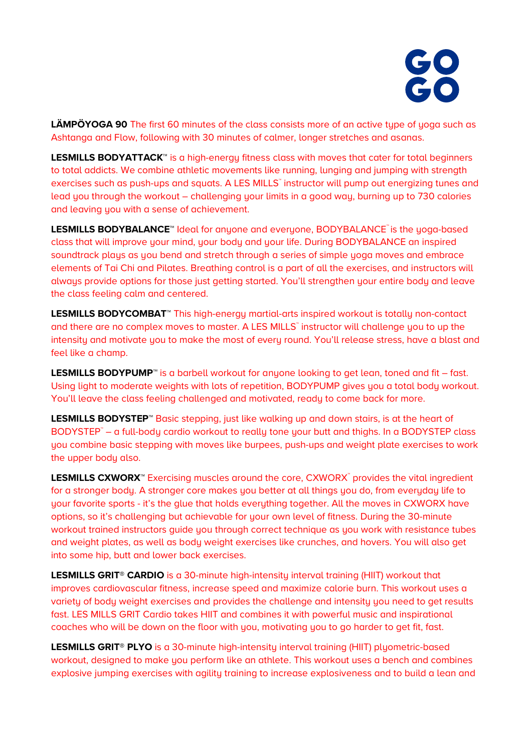**LÄMPÖYOGA 90** The first 60 minutes of the class consists more of an active type of yoga such as Ashtanga and Flow, following with 30 minutes of calmer, longer stretches and asanas.

**LESMILLS BODYATTACK™** is a high-energy fitness class with moves that cater for total beginners to total addicts. We combine athletic movements like running, lunging and jumping with strength exercises such as push-ups and squats. A LES MILLS™ instructor will pump out energizing tunes and lead you through the workout – challenging your limits in a good way, burning up to 730 calories and leaving you with a sense of achievement.

**LESMILLS BODYBALANCE™** Ideal for anyone and everyone, BODYBALANCE™ is the yoga-based class that will improve your mind, your body and your life. During BODYBALANCE an inspired soundtrack plays as you bend and stretch through a series of simple yoga moves and embrace elements of Tai Chi and Pilates. Breathing control is a part of all the exercises, and instructors will always provide options for those just getting started. You'll strengthen your entire body and leave the class feeling calm and centered.

**LESMILLS BODYCOMBAT™** This high-energy martial-arts inspired workout is totally non-contact and there are no complex moves to master. A LES MILLS™ instructor will challenge you to up the intensity and motivate you to make the most of every round. You'll release stress, have a blast and feel like a champ.

**LESMILLS BODYPUMP™** is a barbell workout for anyone looking to get lean, toned and fit – fast. Using light to moderate weights with lots of repetition, BODYPUMP gives you a total body workout. You'll leave the class feeling challenged and motivated, ready to come back for more.

**LESMILLS BODYSTEP™** Basic stepping, just like walking up and down stairs, is at the heart of BODYSTEP™ – a full-body cardio workout to really tone your butt and thighs. In a BODYSTEP class you combine basic stepping with moves like burpees, push-ups and weight plate exercises to work the upper body also.

**LESMILLS CXWORX™** Exercising muscles around the core, CXWORX™ provides the vital ingredient for a stronger body. A stronger core makes you better at all things you do, from everyday life to your favorite sports - it's the glue that holds everything together. All the moves in CXWORX have options, so it's challenging but achievable for your own level of fitness. During the 30-minute workout trained instructors guide you through correct technique as you work with resistance tubes and weight plates, as well as body weight exercises like crunches, and hovers. You will also get into some hip, butt and lower back exercises.

**LESMILLS GRIT® CARDIO** is a 30-minute high-intensity interval training (HIIT) workout that improves cardiovascular fitness, increase speed and maximize calorie burn. This workout uses a variety of body weight exercises and provides the challenge and intensity you need to get results fast. LES MILLS GRIT Cardio takes HIIT and combines it with powerful music and inspirational coaches who will be down on the floor with you, motivating you to go harder to get fit, fast.

**LESMILLS GRIT® PLYO** is a 30-minute high-intensity interval training (HIIT) plyometric-based workout, designed to make you perform like an athlete. This workout uses a bench and combines explosive jumping exercises with agility training to increase explosiveness and to build a lean and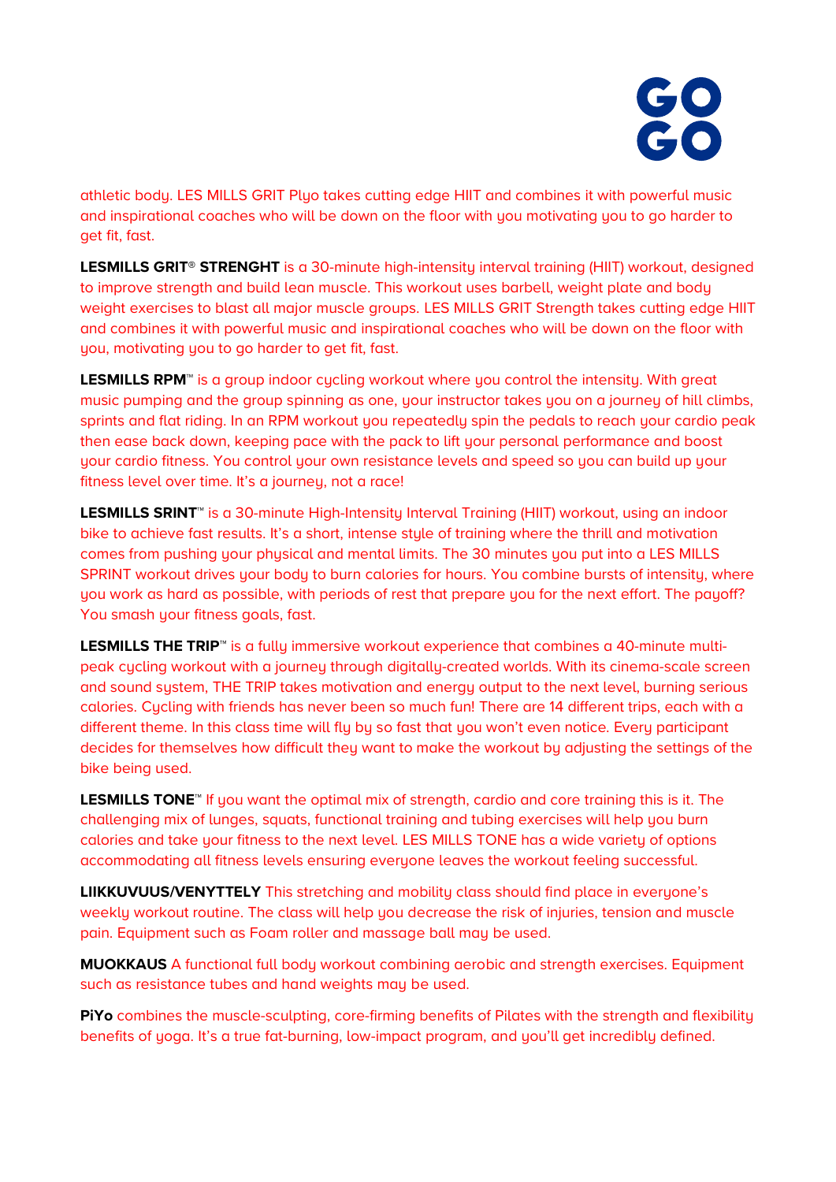athletic body. LES MILLS GRIT Plyo takes cutting edge HIIT and combines it with powerful music and inspirational coaches who will be down on the floor with you motivating you to go harder to get fit, fast.

**LESMILLS GRIT® STRENGHT** is a 30-minute high-intensity interval training (HIIT) workout, designed to improve strength and build lean muscle. This workout uses barbell, weight plate and body weight exercises to blast all major muscle groups. LES MILLS GRIT Strength takes cutting edge HIIT and combines it with powerful music and inspirational coaches who will be down on the floor with you, motivating you to go harder to get fit, fast.

**LESMILLS RPM™** is a group indoor cycling workout where you control the intensity. With great music pumping and the group spinning as one, your instructor takes you on a journey of hill climbs, sprints and flat riding. In an RPM workout you repeatedly spin the pedals to reach your cardio peak then ease back down, keeping pace with the pack to lift your personal performance and boost your cardio fitness. You control your own resistance levels and speed so you can build up your fitness level over time. It's a journey, not a race!

**LESMILLS SRINT™** is a 30-minute High-Intensity Interval Training (HIIT) workout, using an indoor bike to achieve fast results. It's a short, intense style of training where the thrill and motivation comes from pushing your physical and mental limits. The 30 minutes you put into a LES MILLS SPRINT workout drives your body to burn calories for hours. You combine bursts of intensity, where you work as hard as possible, with periods of rest that prepare you for the next effort. The payoff? You smash your fitness goals, fast.

**LESMILLS THE TRIP™** is a fully immersive workout experience that combines a 40-minute multi-peak cycling workout with a journey through digitally-created worlds. With its cinema-scale screen and sound system, THE TRIP takes motivation and energy output to the next level, burning serious calories. Cycling with friends has never been so much fun! There are 14 different trips, each with a different theme. In this class time will fly by so fast that you won't even notice. Every participant decides for themselves how difficult they want to make the workout by adjusting the settings of the bike being used.

**LESMILLS TONE™** If you want the optimal mix of strength, cardio and core training this is it. The challenging mix of lunges, squats, functional training and tubing exercises will help you burn calories and take your fitness to the next level. LES MILLS TONE has a wide variety of options accommodating all fitness levels ensuring everyone leaves the workout feeling successful.

**LIIKKUVUUS/VENYTTELY** This stretching and mobility class should find place in everyone's weekly workout routine. The class will help you decrease the risk of injuries, tension and muscle pain. Equipment such as Foam roller and massage ball may be used.

**MUOKKAUS** A functional full body workout combining aerobic and strength exercises. Equipment such as resistance tubes and hand weights may be used.

**PiYo** combines the muscle-sculpting, core-firming benefits of Pilates with the strength and flexibility benefits of yoga. It's a true fat-burning, low-impact program, and you'll get incredibly defined.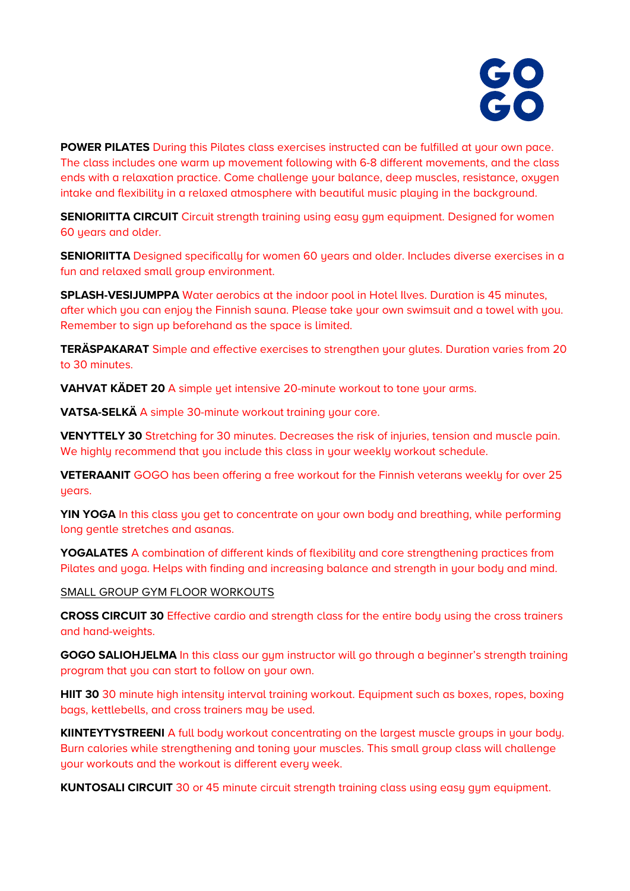**POWER PILATES** During this Pilates class exercises instructed can be fulfilled at your own pace. The class includes one warm up movement following with 6-8 different movements, and the class ends with a relaxation practice. Come challenge your balance, deep muscles, resistance, oxygen intake and flexibility in a relaxed atmosphere with beautiful music playing in the background.

**SENIORIITTA CIRCUIT** Circuit strength training using easy gym equipment. Designed for women 60 years and older.

**SENIORIITTA** Designed specifically for women 60 years and older. Includes diverse exercises in a fun and relaxed small group environment.

**SPLASH-VESIJUMPPA** Water aerobics at the indoor pool in Hotel Ilves. Duration is 45 minutes, after which you can enjoy the Finnish sauna. Please take your own swimsuit and a towel with you. Remember to sign up beforehand as the space is limited.

**TERÄSPAKARAT** Simple and effective exercises to strengthen your glutes. Duration varies from 20 to 30 minutes.

**VAHVAT KÄDET 20** A simple yet intensive 20-minute workout to tone your arms.

**VATSA-SELKÄ** A simple 30-minute workout training your core.

**VENYTTELY 30** Stretching for 30 minutes. Decreases the risk of injuries, tension and muscle pain. We highly recommend that you include this class in your weekly workout schedule.

**VETERAANIT** GOGO has been offering a free workout for the Finnish veterans weekly for over 25 years.

**YIN YOGA** In this class you get to concentrate on your own body and breathing, while performing long gentle stretches and asanas.

**YOGALATES** A combination of different kinds of flexibility and core strengthening practices from Pilates and yoga. Helps with finding and increasing balance and strength in your body and mind.

SMALL GROUP GYM FLOOR WORKOUTS

**CROSS CIRCUIT 30** Effective cardio and strength class for the entire body using the cross trainers and hand-weights.

**GOGO SALIOHJELMA** In this class our gym instructor will go through a beginner's strength training program that you can start to follow on your own.

**HIIT 30** 30 minute high intensity interval training workout. Equipment such as boxes, ropes, boxing bags, kettlebells, and cross trainers may be used.

**KIINTEYTYSTREENI** A full body workout concentrating on the largest muscle groups in your body. Burn calories while strengthening and toning your muscles. This small group class will challenge your workouts and the workout is different every week.

**KUNTOSALI CIRCUIT** 30 or 45 minute circuit strength training class using easy gym equipment.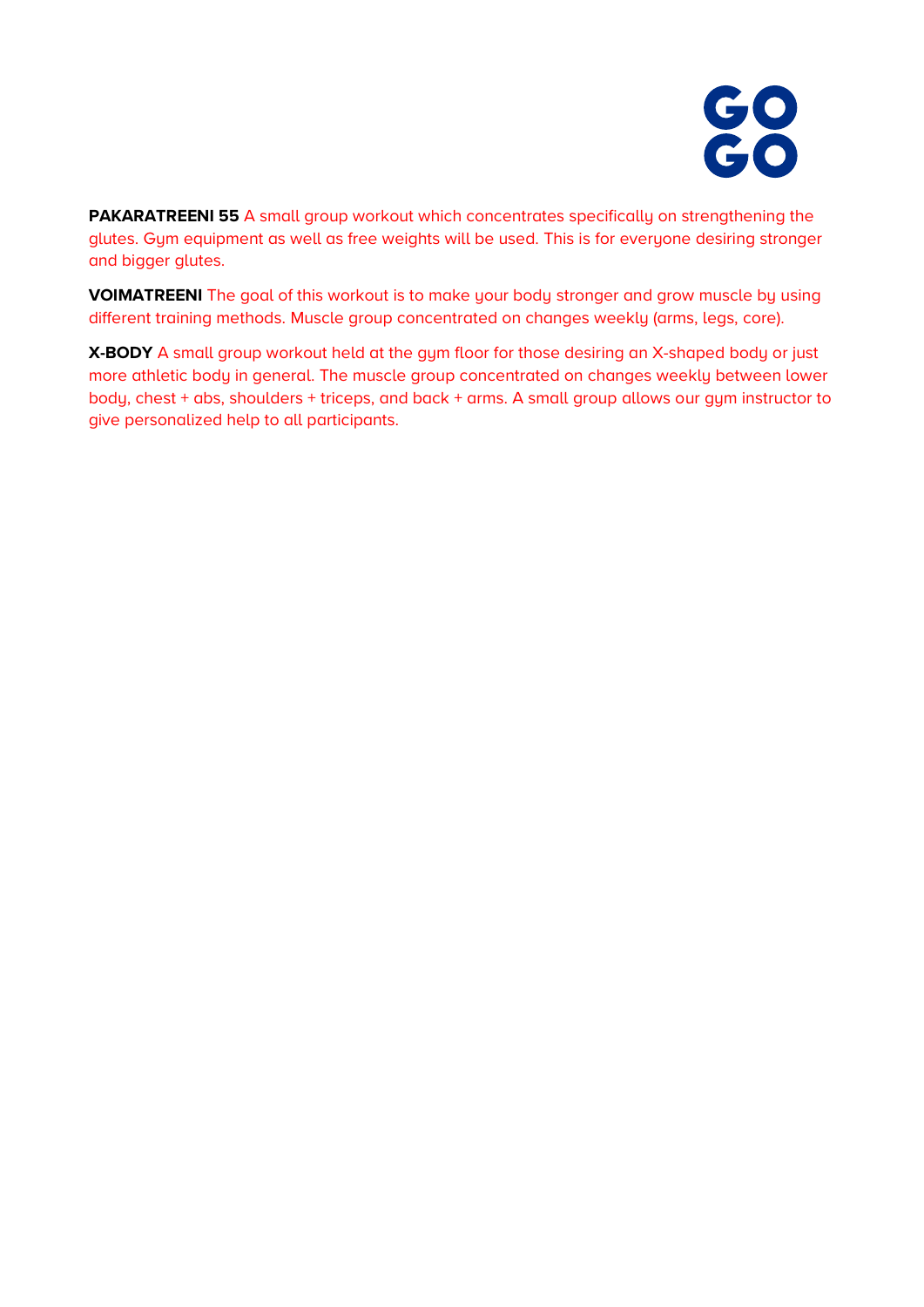**PAKARATREENI 55** A small group workout which concentrates specifically on strengthening the glutes. Gym equipment as well as free weights will be used. This is for everyone desiring stronger and bigger glutes.

**VOIMATREENI** The goal of this workout is to make your body stronger and grow muscle by using different training methods. Muscle group concentrated on changes weekly (arms, legs, core).

**X-BODY** A small group workout held at the gym floor for those desiring an X-shaped body or just more athletic body in general. The muscle group concentrated on changes weekly between lower body, chest + abs, shoulders + triceps, and back + arms. A small group allows our gym instructor to give personalized help to all participants.